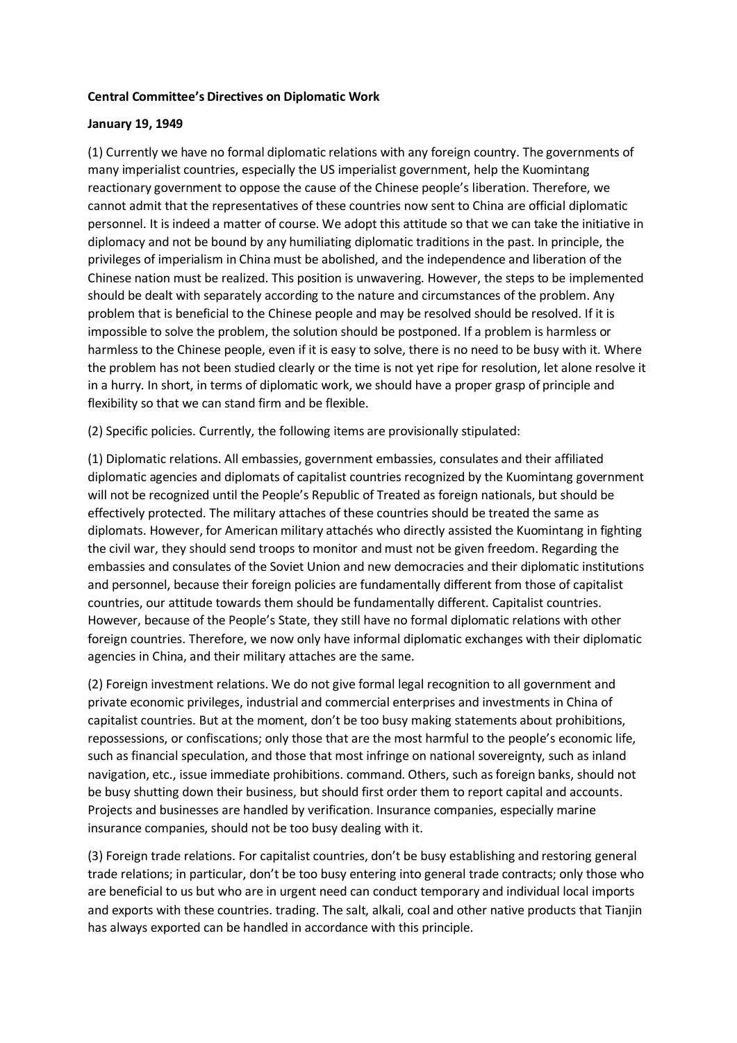**Central Committee's Directives on Diplomatic Work**

**January 19, 1949**

(1) Currently we have no formal diplomatic relations with any foreign country. The governments of many imperialist countries, especially the US imperialist government, help the Kuomintang reactionary government to oppose the cause of the Chinese people's liberation. Therefore, we cannot admit that the representatives of these countries now sent to China are official diplomatic personnel. It is indeed a matter of course. We adopt this attitude so that we can take the initiative in diplomacy and not be bound by any humiliating diplomatic traditions in the past. In principle, the privileges of imperialism in China must be abolished, and the independence and liberation of the Chinese nation must be realized. This position is unwavering. However, the steps to be implemented should be dealt with separately according to the nature and circumstances of the problem. Any problem that is beneficial to the Chinese people and may be resolved should be resolved. If it is impossible to solve the problem, the solution should be postponed. If a problem is harmless or harmless to the Chinese people, even if it is easy to solve, there is no need to be busy with it. Where the problem has not been studied clearly or the time is not yet ripe for resolution, let alone resolve it in a hurry. In short, in terms of diplomatic work, we should have a proper grasp of principle and flexibility so that we can stand firm and be flexible.

(2) Specific policies. Currently, the following items are provisionally stipulated:

(1) Diplomatic relations. All embassies, government embassies, consulates and their affiliated diplomatic agencies and diplomats of capitalist countries recognized by the Kuomintang government will not be recognized until the People's Republic of Treated as foreign nationals, but should be effectively protected. The military attaches of these countries should be treated the same as diplomats. However, for American military attachés who directly assisted the Kuomintang in fighting the civil war, they should send troops to monitor and must not be given freedom. Regarding the embassies and consulates of the Soviet Union and new democracies and their diplomatic institutions and personnel, because their foreign policies are fundamentally different from those of capitalist countries, our attitude towards them should be fundamentally different. Capitalist countries. However, because of the People's State, they still have no formal diplomatic relations with other foreign countries. Therefore, we now only have informal diplomatic exchanges with their diplomatic agencies in China, and their military attaches are the same.

(2) Foreign investment relations. We do not give formal legal recognition to all government and private economic privileges, industrial and commercial enterprises and investments in China of capitalist countries. But at the moment, don't be too busy making statements about prohibitions, repossessions, or confiscations; only those that are the most harmful to the people's economic life, such as financial speculation, and those that most infringe on national sovereignty, such as inland navigation, etc., issue immediate prohibitions. command. Others, such as foreign banks, should not be busy shutting down their business, but should first order them to report capital and accounts. Projects and businesses are handled by verification. Insurance companies, especially marine insurance companies, should not be too busy dealing with it.

(3) Foreign trade relations. For capitalist countries, don't be busy establishing and restoring general trade relations; in particular, don't be too busy entering into general trade contracts; only those who are beneficial to us but who are in urgent need can conduct temporary and individual local imports and exports with these countries. trading. The salt, alkali, coal and other native products that Tianjin has always exported can be handled in accordance with this principle.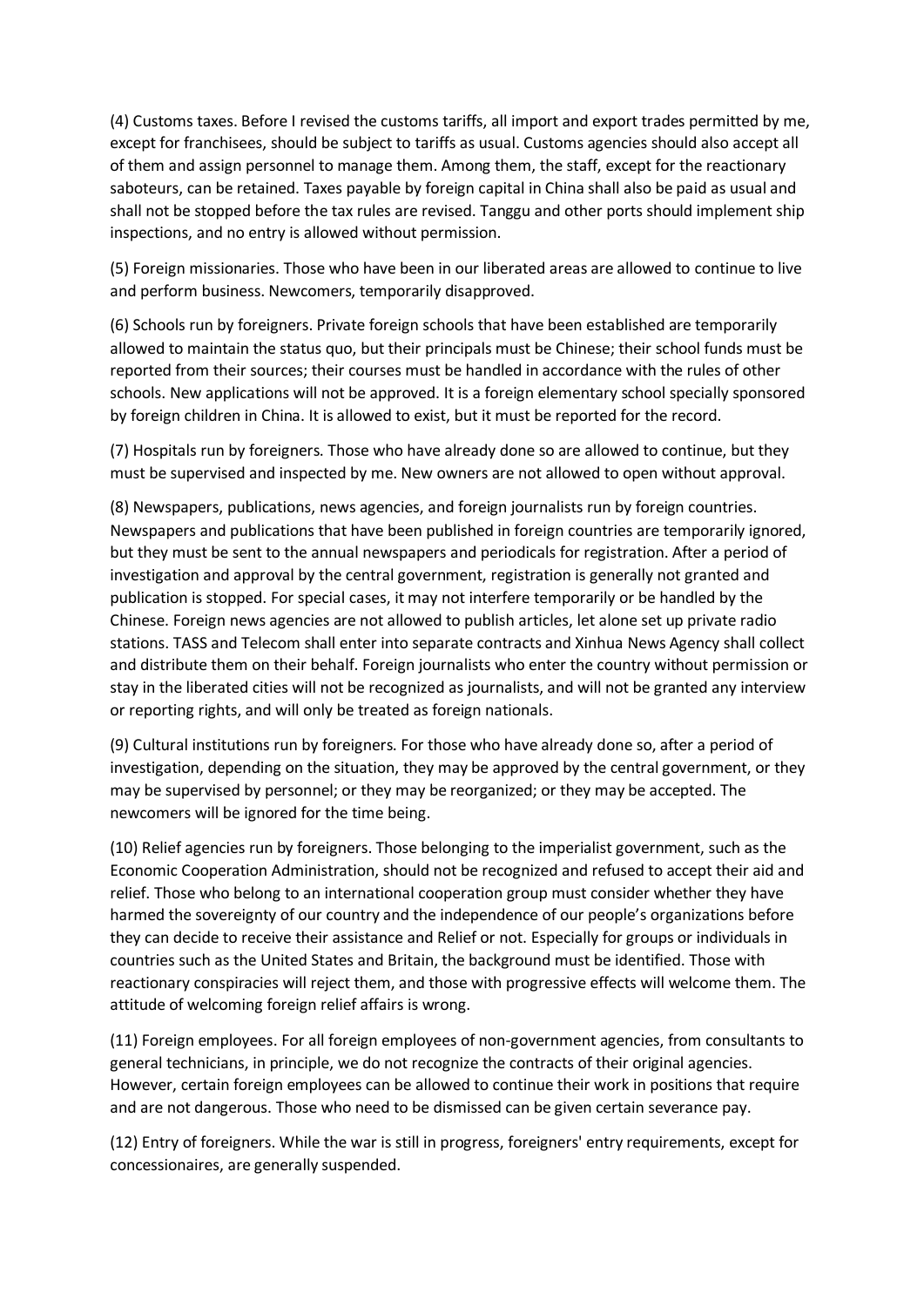(4) Customs taxes. Before I revised the customs tariffs, all import and export trades permitted by me, except for franchisees, should be subject to tariffs as usual. Customs agencies should also accept all of them and assign personnel to manage them. Among them, the staff, except for the reactionary saboteurs, can be retained. Taxes payable by foreign capital in China shall also be paid as usual and shall not be stopped before the tax rules are revised. Tanggu and other ports should implement ship inspections, and no entry is allowed without permission.

(5) Foreign missionaries. Those who have been in our liberated areas are allowed to continue to live and perform business. Newcomers, temporarily disapproved.

(6) Schools run by foreigners. Private foreign schools that have been established are temporarily allowed to maintain the status quo, but their principals must be Chinese; their school funds must be reported from their sources; their courses must be handled in accordance with the rules of other schools. New applications will not be approved. It is a foreign elementary school specially sponsored by foreign children in China. It is allowed to exist, but it must be reported for the record.

(7) Hospitals run by foreigners. Those who have already done so are allowed to continue, but they must be supervised and inspected by me. New owners are not allowed to open without approval.

(8) Newspapers, publications, news agencies, and foreign journalists run by foreign countries. Newspapers and publications that have been published in foreign countries are temporarily ignored, but they must be sent to the annual newspapers and periodicals for registration. After a period of investigation and approval by the central government, registration is generally not granted and publication is stopped. For special cases, it may not interfere temporarily or be handled by the Chinese. Foreign news agencies are not allowed to publish articles, let alone set up private radio stations. TASS and Telecom shall enter into separate contracts and Xinhua News Agency shall collect and distribute them on their behalf. Foreign journalists who enter the country without permission or stay in the liberated cities will not be recognized as journalists, and will not be granted any interview or reporting rights, and will only be treated as foreign nationals.

(9) Cultural institutions run by foreigners. For those who have already done so, after a period of investigation, depending on the situation, they may be approved by the central government, or they may be supervised by personnel; or they may be reorganized; or they may be accepted. The newcomers will be ignored for the time being.

(10) Relief agencies run by foreigners. Those belonging to the imperialist government, such as the Economic Cooperation Administration, should not be recognized and refused to accept their aid and relief. Those who belong to an international cooperation group must consider whether they have harmed the sovereignty of our country and the independence of our people's organizations before they can decide to receive their assistance and Relief or not. Especially for groups or individuals in countries such as the United States and Britain, the background must be identified. Those with reactionary conspiracies will reject them, and those with progressive effects will welcome them. The attitude of welcoming foreign relief affairs is wrong.

(11) Foreign employees. For all foreign employees of non-government agencies, from consultants to general technicians, in principle, we do not recognize the contracts of their original agencies. However, certain foreign employees can be allowed to continue their work in positions that require and are not dangerous. Those who need to be dismissed can be given certain severance pay.

(12) Entry of foreigners. While the war is still in progress, foreigners' entry requirements, except for concessionaires, are generally suspended.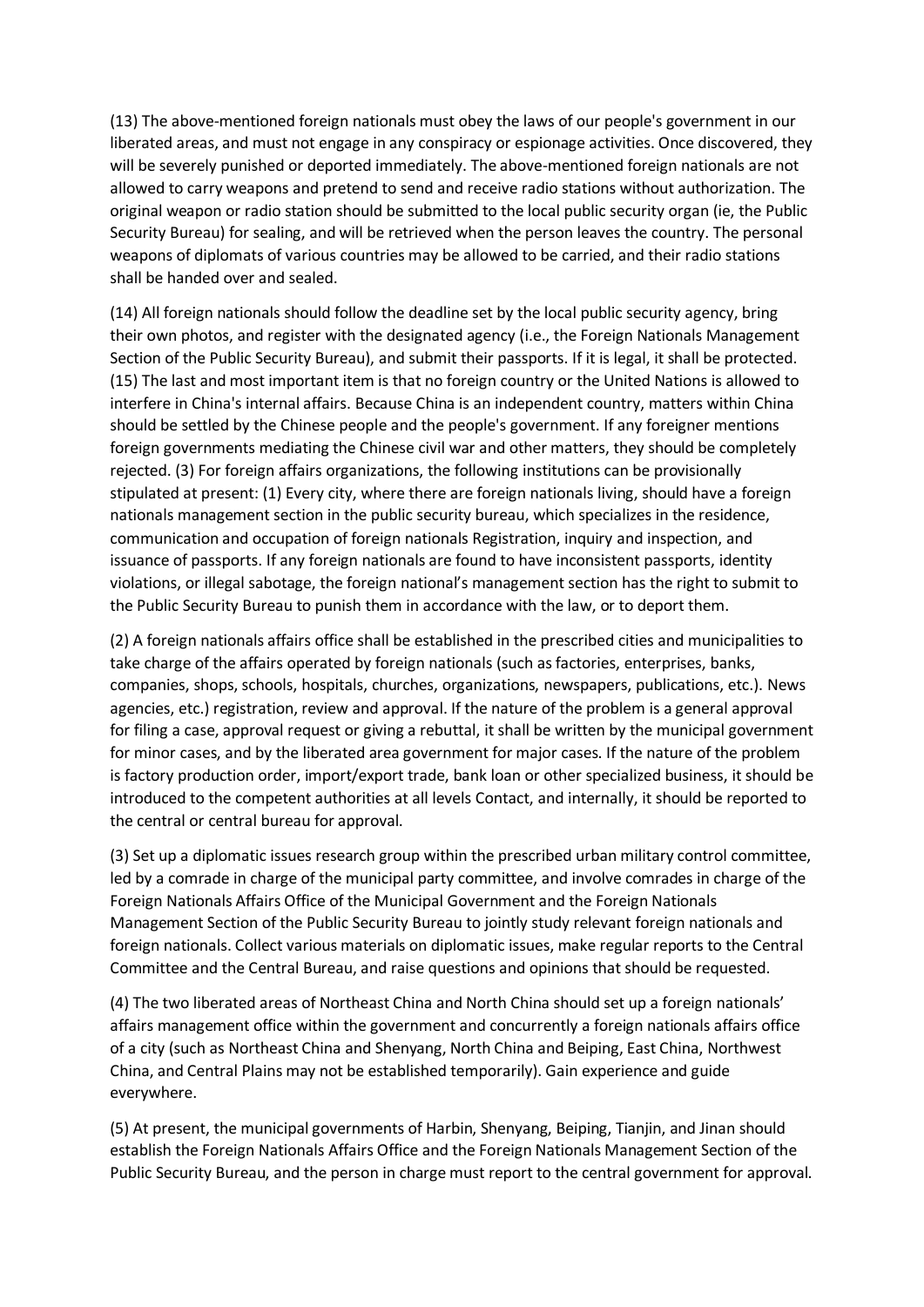(13) The above-mentioned foreign nationals must obey the laws of our people's government in our liberated areas, and must not engage in any conspiracy or espionage activities. Once discovered, they will be severely punished or deported immediately. The above-mentioned foreign nationals are not allowed to carry weapons and pretend to send and receive radio stations without authorization. The original weapon or radio station should be submitted to the local public security organ (ie, the Public Security Bureau) for sealing, and will be retrieved when the person leaves the country. The personal weapons of diplomats of various countries may be allowed to be carried, and their radio stations shall be handed over and sealed.

(14) All foreign nationals should follow the deadline set by the local public security agency, bring their own photos, and register with the designated agency (i.e., the Foreign Nationals Management Section of the Public Security Bureau), and submit their passports. If it is legal, it shall be protected. (15) The last and most important item is that no foreign country or the United Nations is allowed to interfere in China's internal affairs. Because China is an independent country, matters within China should be settled by the Chinese people and the people's government. If any foreigner mentions foreign governments mediating the Chinese civil war and other matters, they should be completely rejected. (3) For foreign affairs organizations, the following institutions can be provisionally stipulated at present: (1) Every city, where there are foreign nationals living, should have a foreign nationals management section in the public security bureau, which specializes in the residence, communication and occupation of foreign nationals Registration, inquiry and inspection, and issuance of passports. If any foreign nationals are found to have inconsistent passports, identity violations, or illegal sabotage, the foreign national's management section has the right to submit to the Public Security Bureau to punish them in accordance with the law, or to deport them.

(2) A foreign nationals affairs office shall be established in the prescribed cities and municipalities to take charge of the affairs operated by foreign nationals (such as factories, enterprises, banks, companies, shops, schools, hospitals, churches, organizations, newspapers, publications, etc.). News agencies, etc.) registration, review and approval. If the nature of the problem is a general approval for filing a case, approval request or giving a rebuttal, it shall be written by the municipal government for minor cases, and by the liberated area government for major cases. If the nature of the problem is factory production order, import/export trade, bank loan or other specialized business, it should be introduced to the competent authorities at all levels Contact, and internally, it should be reported to the central or central bureau for approval.

(3) Set up a diplomatic issues research group within the prescribed urban military control committee, led by a comrade in charge of the municipal party committee, and involve comrades in charge of the Foreign Nationals Affairs Office of the Municipal Government and the Foreign Nationals Management Section of the Public Security Bureau to jointly study relevant foreign nationals and foreign nationals. Collect various materials on diplomatic issues, make regular reports to the Central Committee and the Central Bureau, and raise questions and opinions that should be requested.

(4) The two liberated areas of Northeast China and North China should set up a foreign nationals' affairs management office within the government and concurrently a foreign nationals affairs office of a city (such as Northeast China and Shenyang, North China and Beiping, East China, Northwest China, and Central Plains may not be established temporarily). Gain experience and guide everywhere.

(5) At present, the municipal governments of Harbin, Shenyang, Beiping, Tianjin, and Jinan should establish the Foreign Nationals Affairs Office and the Foreign Nationals Management Section of the Public Security Bureau, and the person in charge must report to the central government for approval.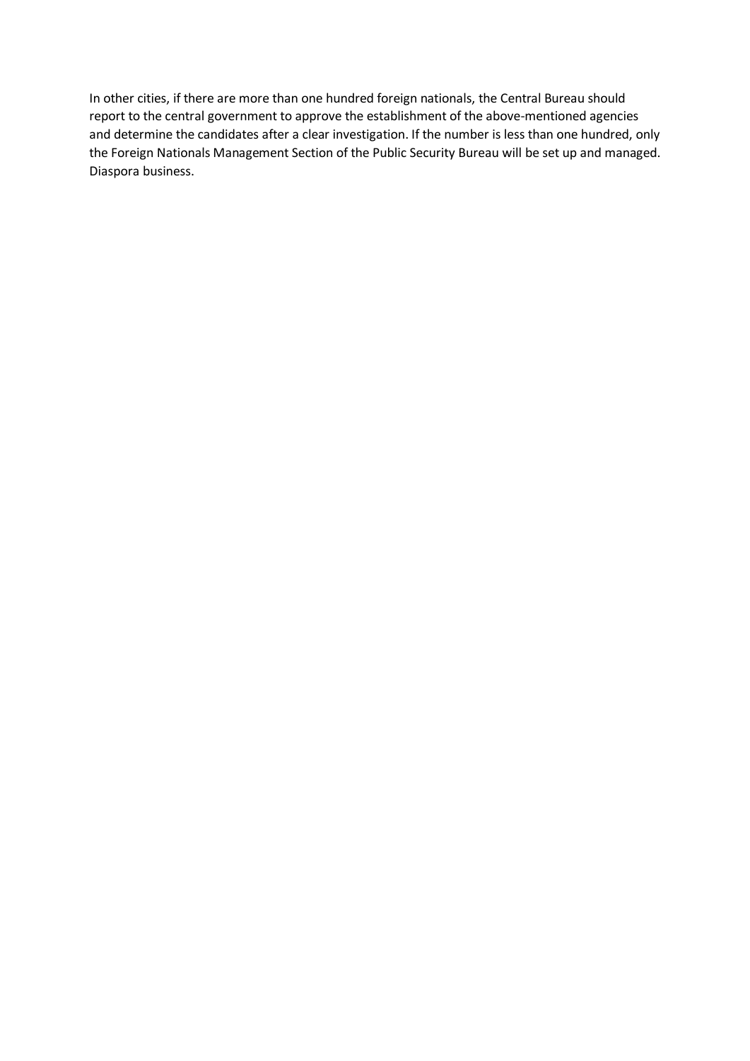In other cities, if there are more than one hundred foreign nationals, the Central Bureau should report to the central government to approve the establishment of the above-mentioned agencies and determine the candidates after a clear investigation. If the number is less than one hundred, only the Foreign Nationals Management Section of the Public Security Bureau will be set up and managed. Diaspora business.